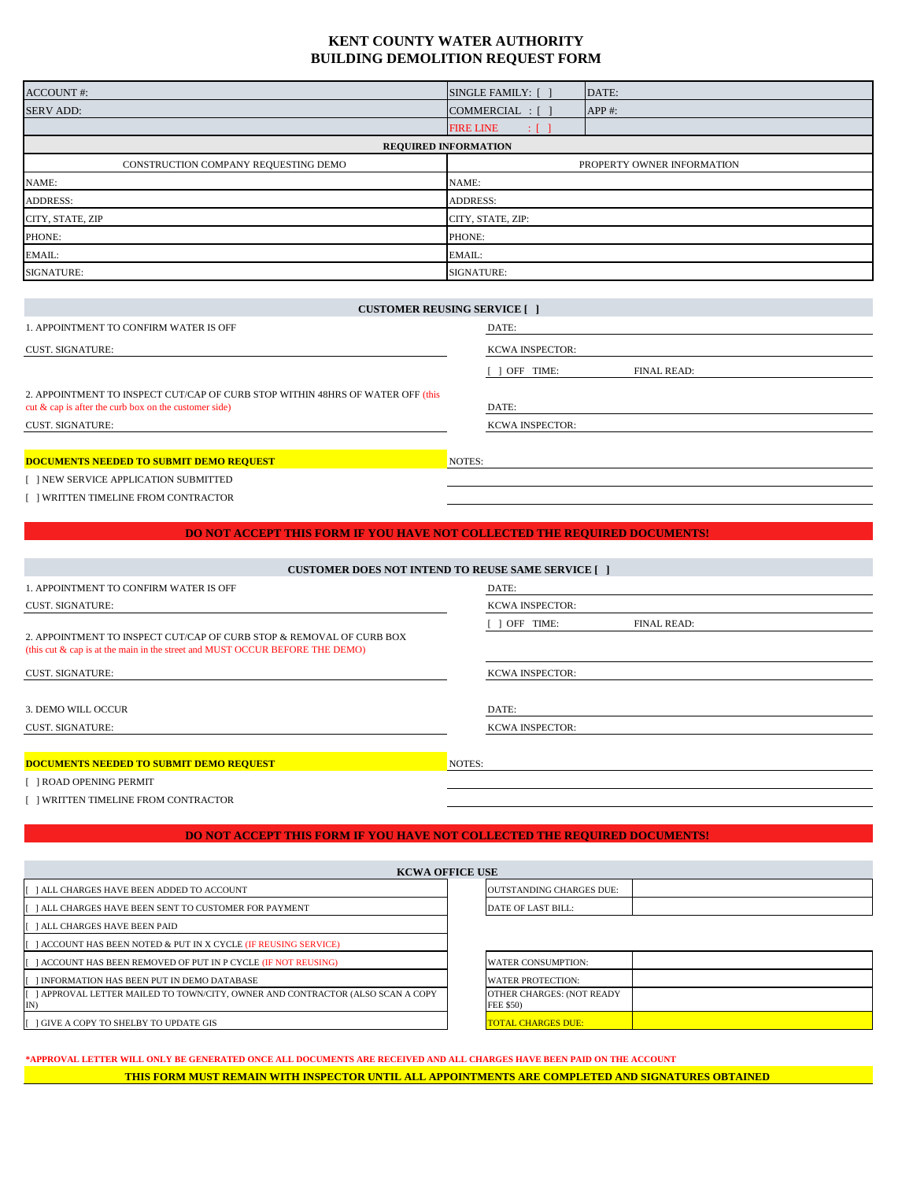# KENT COUNTY WATER AUTHORITY
# BUILDING DEMOLITION REQUEST FORM

| ACCOUNT #: | SINGLE FAMILY: [ ] | DATE: |
|---|---|---|
| SERV ADD: | COMMERCIAL : [ ] | APP #: |
| | FIRE LINE : [ ] | |

**REQUIRED INFORMATION**

| CONSTRUCTION COMPANY REQUESTING DEMO | PROPERTY OWNER INFORMATION |
|---|---|
| NAME: | NAME: |
| ADDRESS: | ADDRESS: |
| CITY, STATE, ZIP | CITY, STATE, ZIP: |
| PHONE: | PHONE: |
| EMAIL: | EMAIL: |
| SIGNATURE: | SIGNATURE: |

**CUSTOMER REUSING SERVICE [ ]**

1. APPOINTMENT TO CONFIRM WATER IS OFF — DATE:

CUST. SIGNATURE: — KCWA INSPECTOR:

[ ] OFF TIME: FINAL READ:

2. APPOINTMENT TO INSPECT CUT/CAP OF CURB STOP WITHIN 48HRS OF WATER OFF (this cut & cap is after the curb box on the customer side) — DATE:

CUST. SIGNATURE: — KCWA INSPECTOR:

**DOCUMENTS NEEDED TO SUBMIT DEMO REQUEST** — NOTES:

[ ] NEW SERVICE APPLICATION SUBMITTED

[ ] WRITTEN TIMELINE FROM CONTRACTOR

**DO NOT ACCEPT THIS FORM IF YOU HAVE NOT COLLECTED THE REQUIRED DOCUMENTS!**

**CUSTOMER DOES NOT INTEND TO REUSE SAME SERVICE [ ]**

1. APPOINTMENT TO CONFIRM WATER IS OFF — DATE:

CUST. SIGNATURE: — KCWA INSPECTOR:

[ ] OFF TIME: FINAL READ:

2. APPOINTMENT TO INSPECT CUT/CAP OF CURB STOP & REMOVAL OF CURB BOX (this cut & cap is at the main in the street and MUST OCCUR BEFORE THE DEMO)

CUST. SIGNATURE: — KCWA INSPECTOR:

3. DEMO WILL OCCUR — DATE:

CUST. SIGNATURE: — KCWA INSPECTOR:

**DOCUMENTS NEEDED TO SUBMIT DEMO REQUEST** — NOTES:

[ ] ROAD OPENING PERMIT

[ ] WRITTEN TIMELINE FROM CONTRACTOR

**DO NOT ACCEPT THIS FORM IF YOU HAVE NOT COLLECTED THE REQUIRED DOCUMENTS!**

**KCWA OFFICE USE**

| | | |
|---|---|---|
| [ ] ALL CHARGES HAVE BEEN ADDED TO ACCOUNT | OUTSTANDING CHARGES DUE: | |
| [ ] ALL CHARGES HAVE BEEN SENT TO CUSTOMER FOR PAYMENT | DATE OF LAST BILL: | |
| [ ] ALL CHARGES HAVE BEEN PAID | | |
| [ ] ACCOUNT HAS BEEN NOTED & PUT IN X CYCLE (IF REUSING SERVICE) | | |
| [ ] ACCOUNT HAS BEEN REMOVED OF PUT IN P CYCLE (IF NOT REUSING) | WATER CONSUMPTION: | |
| [ ] INFORMATION HAS BEEN PUT IN DEMO DATABASE | WATER PROTECTION: | |
| [ ] APPROVAL LETTER MAILED TO TOWN/CITY, OWNER AND CONTRACTOR (ALSO SCAN A COPY IN) | OTHER CHARGES: (NOT READY FEE $50) | |
| [ ] GIVE A COPY TO SHELBY TO UPDATE GIS | TOTAL CHARGES DUE: | |

***APPROVAL LETTER WILL ONLY BE GENERATED ONCE ALL DOCUMENTS ARE RECEIVED AND ALL CHARGES HAVE BEEN PAID ON THE ACCOUNT**

**THIS FORM MUST REMAIN WITH INSPECTOR UNTIL ALL APPOINTMENTS ARE COMPLETED AND SIGNATURES OBTAINED**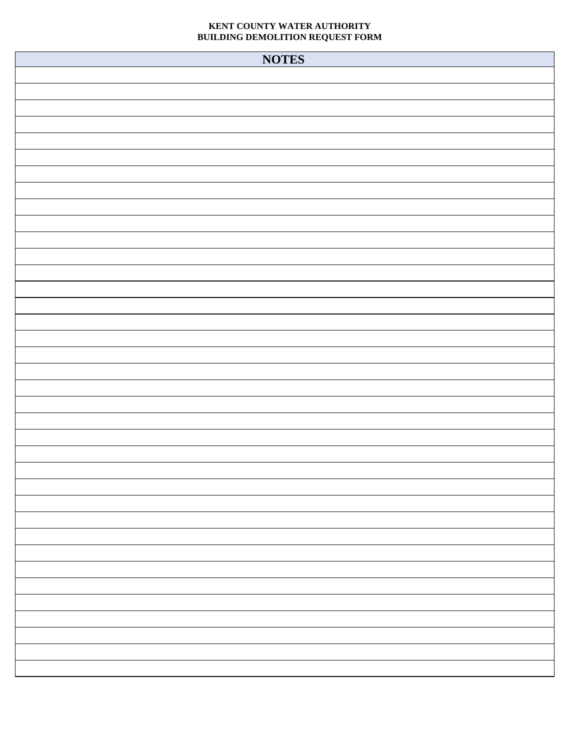**KENT COUNTY WATER AUTHORITY**
**BUILDING DEMOLITION REQUEST FORM**

| NOTES |
|---|
| |
| |
| |
| |
| |
| |
| |
| |
| |
| |
| |
| |
| |
| |
| |
| |
| |
| |
| |
| |
| |
| |
| |
| |
| |
| |
| |
| |
| |
| |
| |
| |
| |
| |
| |
| |
| |